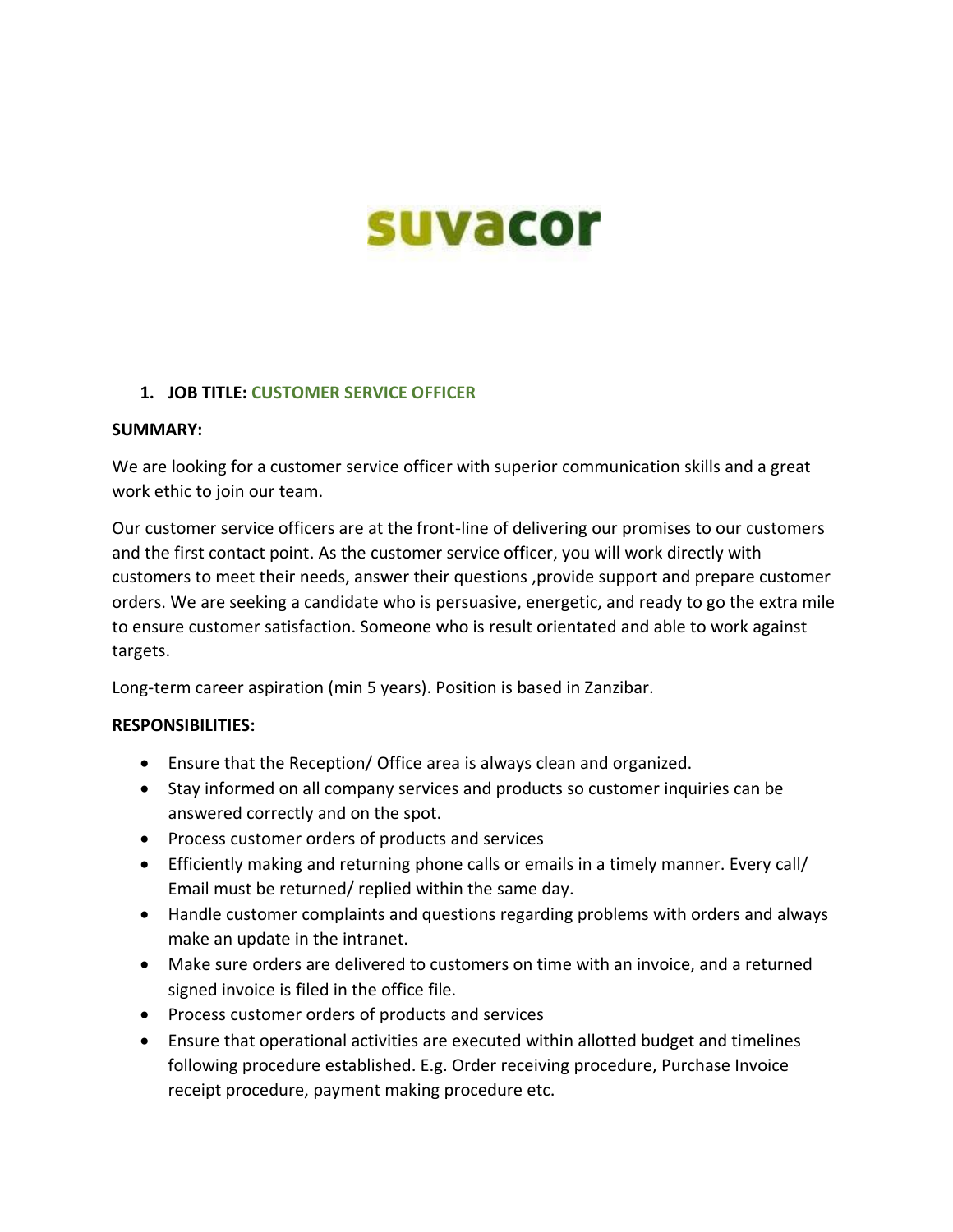# suvacor

1. **JOB TITLE: CUSTOMER SERVICE OFFICER**

**SUMMARY:**

We are looking for a customer service officer with superior communication skills and a great work ethic to join our team.

Our customer service officers are at the front-line of delivering our promises to our customers and the first contact point. As the customer service officer, you will work directly with customers to meet their needs, answer their questions ,provide support and prepare customer orders. We are seeking a candidate who is persuasive, energetic, and ready to go the extra mile to ensure customer satisfaction. Someone who is result orientated and able to work against targets.

Long-term career aspiration (min 5 years). Position is based in Zanzibar.

**RESPONSIBILITIES:**

- Ensure that the Reception/ Office area is always clean and organized.
- Stay informed on all company services and products so customer inquiries can be answered correctly and on the spot.
- Process customer orders of products and services
- Efficiently making and returning phone calls or emails in a timely manner. Every call/ Email must be returned/ replied within the same day.
- Handle customer complaints and questions regarding problems with orders and always make an update in the intranet.
- Make sure orders are delivered to customers on time with an invoice, and a returned signed invoice is filed in the office file.
- Process customer orders of products and services
- Ensure that operational activities are executed within allotted budget and timelines following procedure established. E.g. Order receiving procedure, Purchase Invoice receipt procedure, payment making procedure etc.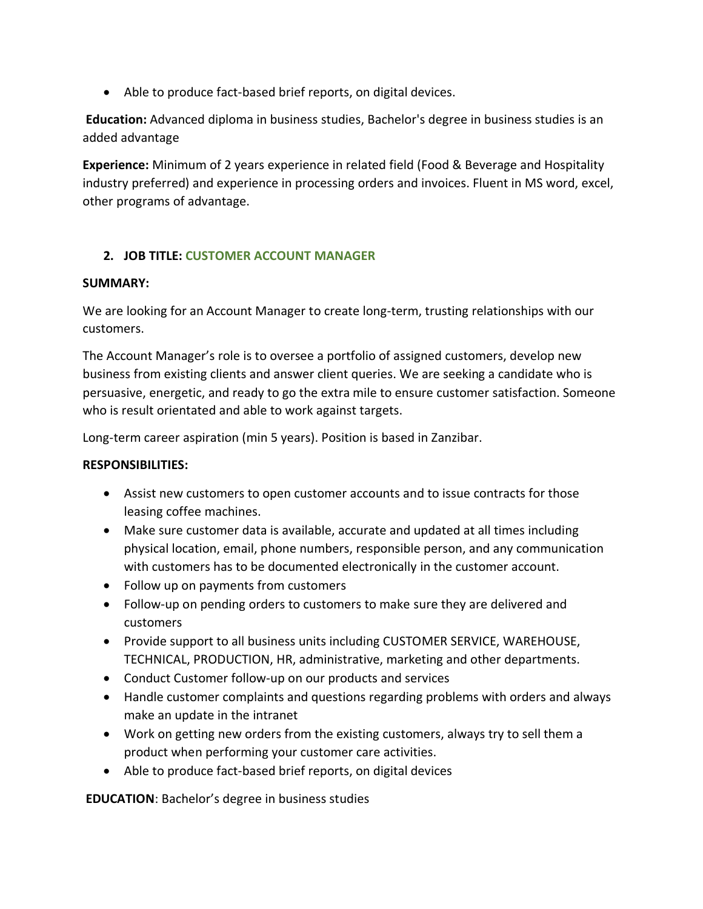- Able to produce fact-based brief reports, on digital devices.

**Education:** Advanced diploma in business studies, Bachelor's degree in business studies is an added advantage

**Experience:** Minimum of 2 years experience in related field (Food & Beverage and Hospitality industry preferred) and experience in processing orders and invoices. Fluent in MS word, excel, other programs of advantage.

## 2. JOB TITLE: CUSTOMER ACCOUNT MANAGER

**SUMMARY:**

We are looking for an Account Manager to create long-term, trusting relationships with our customers.

The Account Manager's role is to oversee a portfolio of assigned customers, develop new business from existing clients and answer client queries. We are seeking a candidate who is persuasive, energetic, and ready to go the extra mile to ensure customer satisfaction. Someone who is result orientated and able to work against targets.

Long-term career aspiration (min 5 years). Position is based in Zanzibar.

**RESPONSIBILITIES:**

- Assist new customers to open customer accounts and to issue contracts for those leasing coffee machines.
- Make sure customer data is available, accurate and updated at all times including physical location, email, phone numbers, responsible person, and any communication with customers has to be documented electronically in the customer account.
- Follow up on payments from customers
- Follow-up on pending orders to customers to make sure they are delivered and customers
- Provide support to all business units including CUSTOMER SERVICE, WAREHOUSE, TECHNICAL, PRODUCTION, HR, administrative, marketing and other departments.
- Conduct Customer follow-up on our products and services
- Handle customer complaints and questions regarding problems with orders and always make an update in the intranet
- Work on getting new orders from the existing customers, always try to sell them a product when performing your customer care activities.
- Able to produce fact-based brief reports, on digital devices

**EDUCATION**: Bachelor's degree in business studies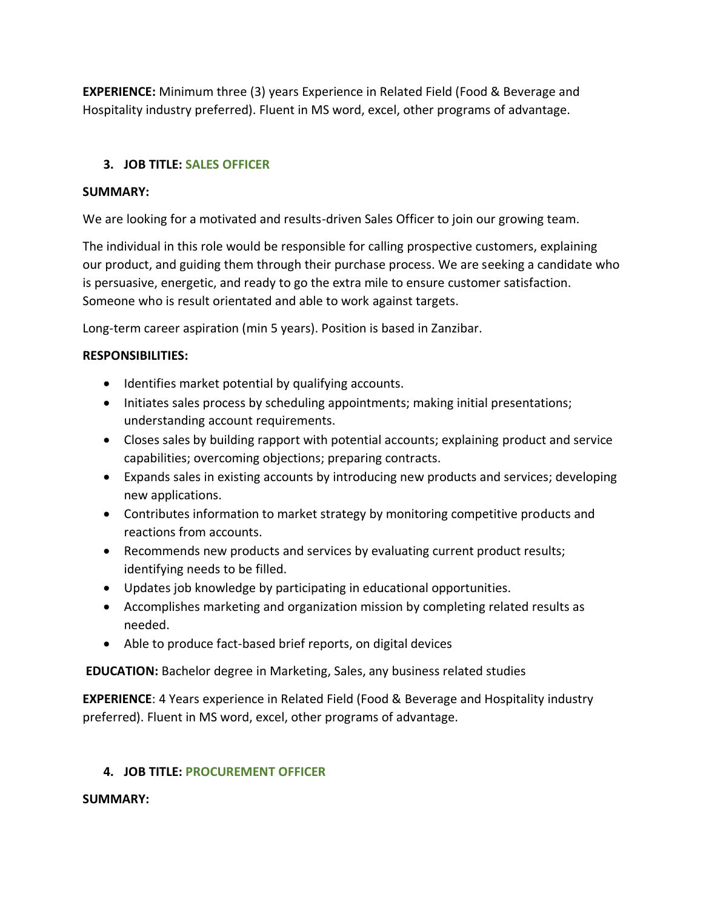**EXPERIENCE:** Minimum three (3) years Experience in Related Field (Food & Beverage and Hospitality industry preferred). Fluent in MS word, excel, other programs of advantage.

## 3. JOB TITLE: SALES OFFICER

**SUMMARY:**

We are looking for a motivated and results-driven Sales Officer to join our growing team.

The individual in this role would be responsible for calling prospective customers, explaining our product, and guiding them through their purchase process. We are seeking a candidate who is persuasive, energetic, and ready to go the extra mile to ensure customer satisfaction. Someone who is result orientated and able to work against targets.

Long-term career aspiration (min 5 years). Position is based in Zanzibar.

**RESPONSIBILITIES:**

- Identifies market potential by qualifying accounts.
- Initiates sales process by scheduling appointments; making initial presentations; understanding account requirements.
- Closes sales by building rapport with potential accounts; explaining product and service capabilities; overcoming objections; preparing contracts.
- Expands sales in existing accounts by introducing new products and services; developing new applications.
- Contributes information to market strategy by monitoring competitive products and reactions from accounts.
- Recommends new products and services by evaluating current product results; identifying needs to be filled.
- Updates job knowledge by participating in educational opportunities.
- Accomplishes marketing and organization mission by completing related results as needed.
- Able to produce fact-based brief reports, on digital devices

**EDUCATION:** Bachelor degree in Marketing, Sales, any business related studies

**EXPERIENCE**: 4 Years experience in Related Field (Food & Beverage and Hospitality industry preferred). Fluent in MS word, excel, other programs of advantage.

## 4. JOB TITLE: PROCUREMENT OFFICER

**SUMMARY:**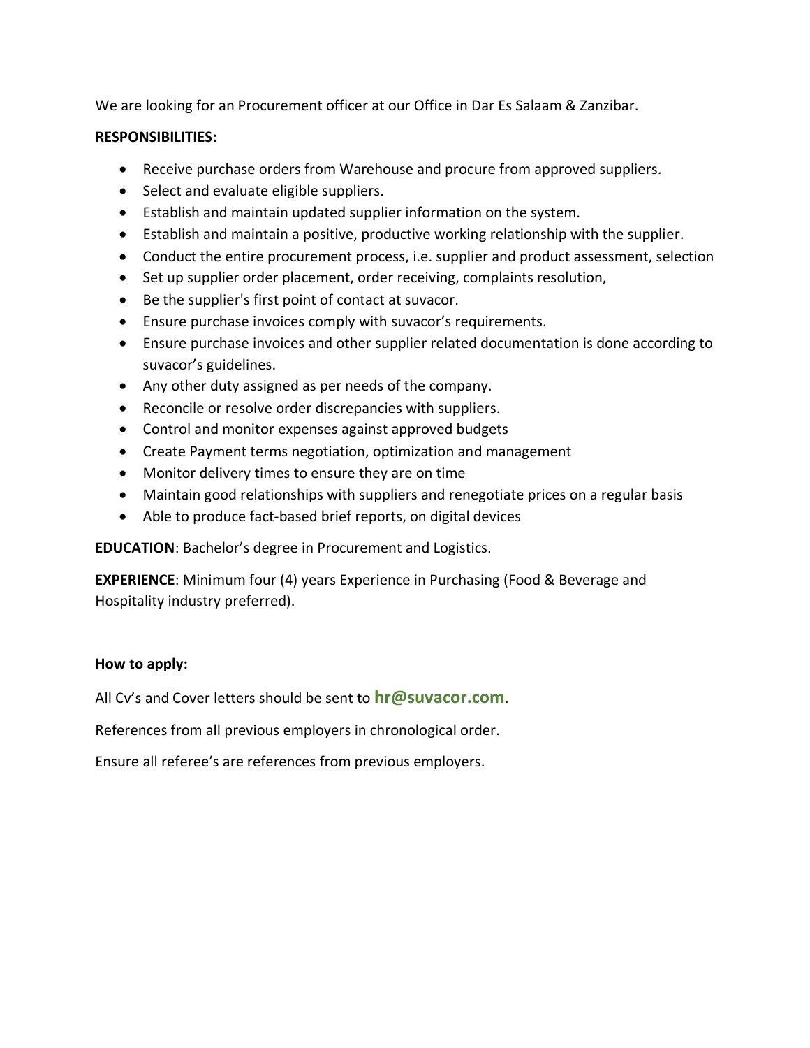We are looking for an Procurement officer at our Office in Dar Es Salaam & Zanzibar.

**RESPONSIBILITIES:**

- Receive purchase orders from Warehouse and procure from approved suppliers.
- Select and evaluate eligible suppliers.
- Establish and maintain updated supplier information on the system.
- Establish and maintain a positive, productive working relationship with the supplier.
- Conduct the entire procurement process, i.e. supplier and product assessment, selection
- Set up supplier order placement, order receiving, complaints resolution,
- Be the supplier's first point of contact at suvacor.
- Ensure purchase invoices comply with suvacor's requirements.
- Ensure purchase invoices and other supplier related documentation is done according to suvacor's guidelines.
- Any other duty assigned as per needs of the company.
- Reconcile or resolve order discrepancies with suppliers.
- Control and monitor expenses against approved budgets
- Create Payment terms negotiation, optimization and management
- Monitor delivery times to ensure they are on time
- Maintain good relationships with suppliers and renegotiate prices on a regular basis
- Able to produce fact-based brief reports, on digital devices

**EDUCATION**: Bachelor's degree in Procurement and Logistics.

**EXPERIENCE**: Minimum four (4) years Experience in Purchasing (Food & Beverage and Hospitality industry preferred).

**How to apply:**

All Cv's and Cover letters should be sent to **hr@suvacor.com**.

References from all previous employers in chronological order.

Ensure all referee's are references from previous employers.